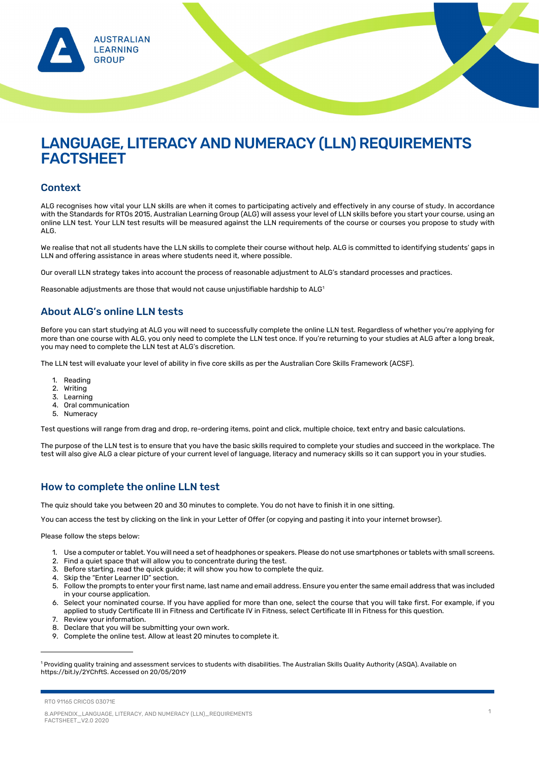# LANGUAGE, LITERACY AND NUMERACY (LLN) REQUIREMENTS FACTSHEET

## Context

ALG recognises how vital your LLN skills are when it comes to participating actively and effectively in any course of study. In accordance with the Standards for RTOs 2015, Australian Learning Group (ALG) will assess your level of LLN skills before you start your course, using an online LLN test. Your LLN test results will be measured against the LLN requirements of the course or courses you propose to study with ALG.

We realise that not all students have the LLN skills to complete their course without help. ALG is committed to identifying students' gaps in LLN and offering assistance in areas where students need it, where possible.

Our overall LLN strategy takes into account the process of reasonable adjustment to ALG's standard processes and practices.

Reasonable adjustments are those that would not cause unjustifiable hardship to ALG[1]

## About ALG's online LLN tests

Before you can start studying at ALG you will need to successfully complete the online LLN test. Regardless of whether you're applying for more than one course with ALG, you only need to complete the LLN test once. If you're returning to your studies at ALG after a long break, you may need to complete the LLN test at ALG's discretion.

The LLN test will evaluate your level of ability in five core skills as per the Australian Core Skills Framework (ACSF).

1. Reading
2. Writing
3. Learning
4. Oral communication
5. Numeracy

Test questions will range from drag and drop, re-ordering items, point and click, multiple choice, text entry and basic calculations.

The purpose of the LLN test is to ensure that you have the basic skills required to complete your studies and succeed in the workplace. The test will also give ALG a clear picture of your current level of language, literacy and numeracy skills so it can support you in your studies.

## How to complete the online LLN test

The quiz should take you between 20 and 30 minutes to complete. You do not have to finish it in one sitting.

You can access the test by clicking on the link in your Letter of Offer (or copying and pasting it into your internet browser).

Please follow the steps below:

1. Use a computer or tablet. You will need a set of headphones or speakers. Please do not use smartphones or tablets with small screens.
2. Find a quiet space that will allow you to concentrate during the test.
3. Before starting, read the quick guide; it will show you how to complete the quiz.
4. Skip the "Enter Learner ID" section.
5. Follow the prompts to enter your first name, last name and email address. Ensure you enter the same email address that was included in your course application.
6. Select your nominated course. If you have applied for more than one, select the course that you will take first. For example, if you applied to study Certificate III in Fitness and Certificate IV in Fitness, select Certificate III in Fitness for this question.
7. Review your information.
8. Declare that you will be submitting your own work.
9. Complete the online test. Allow at least 20 minutes to complete it.

---

[1] Providing quality training and assessment services to students with disabilities. The Australian Skills Quality Authority (ASQA). Available on https://bit.ly/2YChftS. Accessed on 20/05/2019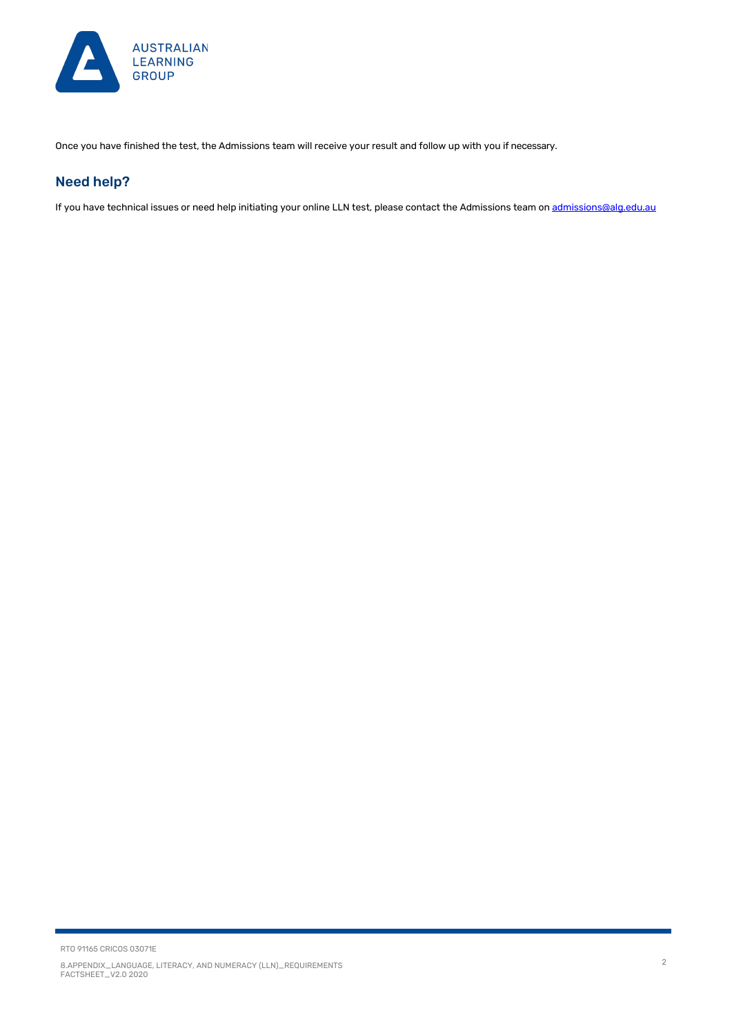Once you have finished the test, the Admissions team will receive your result and follow up with you if necessary.

## Need help?

If you have technical issues or need help initiating your online LLN test, please contact the Admissions team on [admissions@alg.edu.au](mailto:admissions@alg.edu.au)